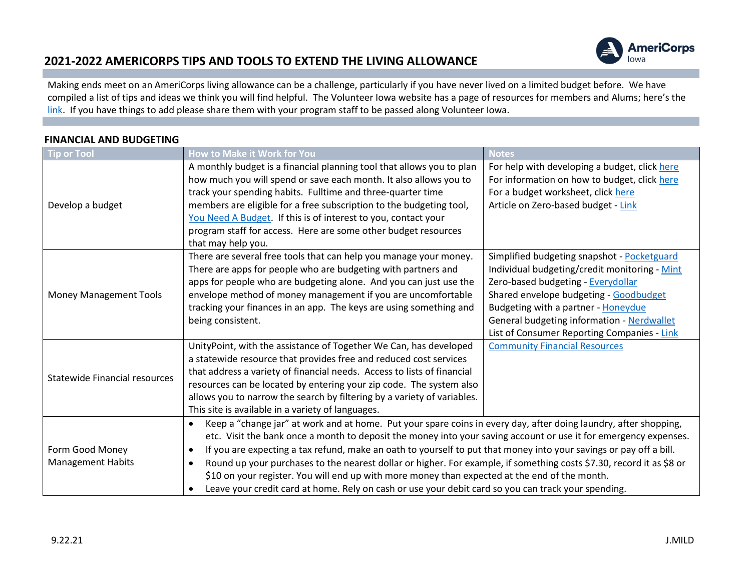# 2021-2022 AMERICORPS TIPS AND TOOLS TO EXTEND THE LIVING ALLOWANCE

Making ends meet on an AmeriCorps living allowance can be a challenge, particularly if you have never lived on a limited budget before. We have compiled a list of tips and ideas we think you will find helpful. The Volunteer Iowa website has a page of resources for members and Alums; here's the link. If you have things to add please share them with your program staff to be passed along Volunteer Iowa.

## FINANCIAL AND BUDGETING

| Tip or Tool | How to Make it Work for You | Notes |
| --- | --- | --- |
| Develop a budget | A monthly budget is a financial planning tool that allows you to plan how much you will spend or save each month. It also allows you to track your spending habits. Fulltime and three-quarter time members are eligible for a free subscription to the budgeting tool, You Need A Budget. If this is of interest to you, contact your program staff for access. Here are some other budget resources that may help you. | For help with developing a budget, click here<br>For information on how to budget, click here<br>For a budget worksheet, click here<br>Article on Zero-based budget - Link |
| Money Management Tools | There are several free tools that can help you manage your money. There are apps for people who are budgeting with partners and apps for people who are budgeting alone. And you can just use the envelope method of money management if you are uncomfortable tracking your finances in an app. The keys are using something and being consistent. | Simplified budgeting snapshot - Pocketguard<br>Individual budgeting/credit monitoring - Mint<br>Zero-based budgeting - Everydollar<br>Shared envelope budgeting - Goodbudget<br>Budgeting with a partner - Honeydue<br>General budgeting information - Nerdwallet<br>List of Consumer Reporting Companies - Link |
| Statewide Financial resources | UnityPoint, with the assistance of Together We Can, has developed a statewide resource that provides free and reduced cost services that address a variety of financial needs. Access to lists of financial resources can be located by entering your zip code. The system also allows you to narrow the search by filtering by a variety of variables. This site is available in a variety of languages. | Community Financial Resources |
| Form Good Money Management Habits | • Keep a "change jar" at work and at home. Put your spare coins in every day, after doing laundry, after shopping, etc. Visit the bank once a month to deposit the money into your saving account or use it for emergency expenses.<br>• If you are expecting a tax refund, make an oath to yourself to put that money into your savings or pay off a bill.<br>• Round up your purchases to the nearest dollar or higher. For example, if something costs $7.30, record it as $8 or $10 on your register. You will end up with more money than expected at the end of the month.<br>• Leave your credit card at home. Rely on cash or use your debit card so you can track your spending. | |

9.22.21 J.MILD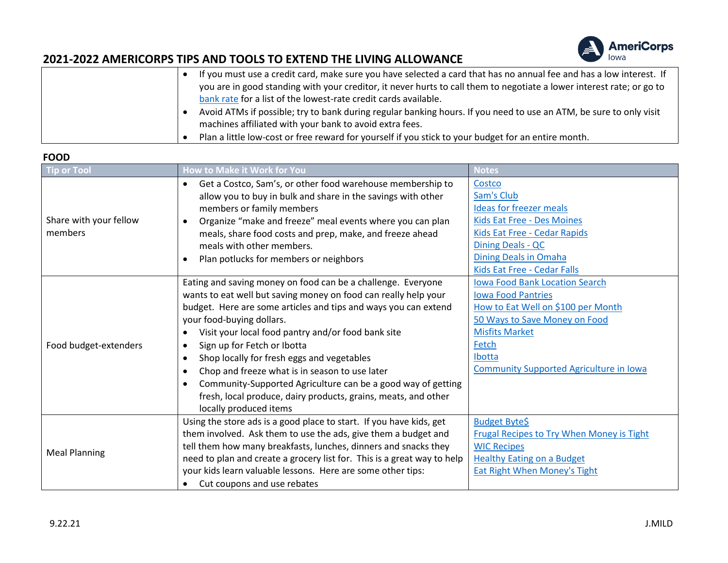# 2021-2022 AMERICORPS TIPS AND TOOLS TO EXTEND THE LIVING ALLOWANCE

| | | |
|---|---|---|
| | • If you must use a credit card, make sure you have selected a card that has no annual fee and has a low interest. If you are in good standing with your creditor, it never hurts to call them to negotiate a lower interest rate; or go to bank rate for a list of the lowest-rate credit cards available.<br>• Avoid ATMs if possible; try to bank during regular banking hours. If you need to use an ATM, be sure to only visit machines affiliated with your bank to avoid extra fees.<br>• Plan a little low-cost or free reward for yourself if you stick to your budget for an entire month. | |

**FOOD**

| Tip or Tool | How to Make it Work for You | Notes |
|---|---|---|
| Share with your fellow members | • Get a Costco, Sam's, or other food warehouse membership to allow you to buy in bulk and share in the savings with other members or family members<br>• Organize "make and freeze" meal events where you can plan meals, share food costs and prep, make, and freeze ahead meals with other members.<br>• Plan potlucks for members or neighbors | Costco<br>Sam's Club<br>Ideas for freezer meals<br>Kids Eat Free - Des Moines<br>Kids Eat Free - Cedar Rapids<br>Dining Deals - QC<br>Dining Deals in Omaha<br>Kids Eat Free - Cedar Falls |
| Food budget-extenders | Eating and saving money on food can be a challenge. Everyone wants to eat well but saving money on food can really help your budget. Here are some articles and tips and ways you can extend your food-buying dollars.<br>• Visit your local food pantry and/or food bank site<br>• Sign up for Fetch or Ibotta<br>• Shop locally for fresh eggs and vegetables<br>• Chop and freeze what is in season to use later<br>• Community-Supported Agriculture can be a good way of getting fresh, local produce, dairy products, grains, meats, and other locally produced items | Iowa Food Bank Location Search<br>Iowa Food Pantries<br>How to Eat Well on $100 per Month<br>50 Ways to Save Money on Food<br>Misfits Market<br>Fetch<br>Ibotta<br>Community Supported Agriculture in Iowa |
| Meal Planning | Using the store ads is a good place to start. If you have kids, get them involved. Ask them to use the ads, give them a budget and tell them how many breakfasts, lunches, dinners and snacks they need to plan and create a grocery list for. This is a great way to help your kids learn valuable lessons. Here are some other tips:<br>• Cut coupons and use rebates | Budget Byte$<br>Frugal Recipes to Try When Money is Tight<br>WIC Recipes<br>Healthy Eating on a Budget<br>Eat Right When Money's Tight |

9.22.21 J.MILD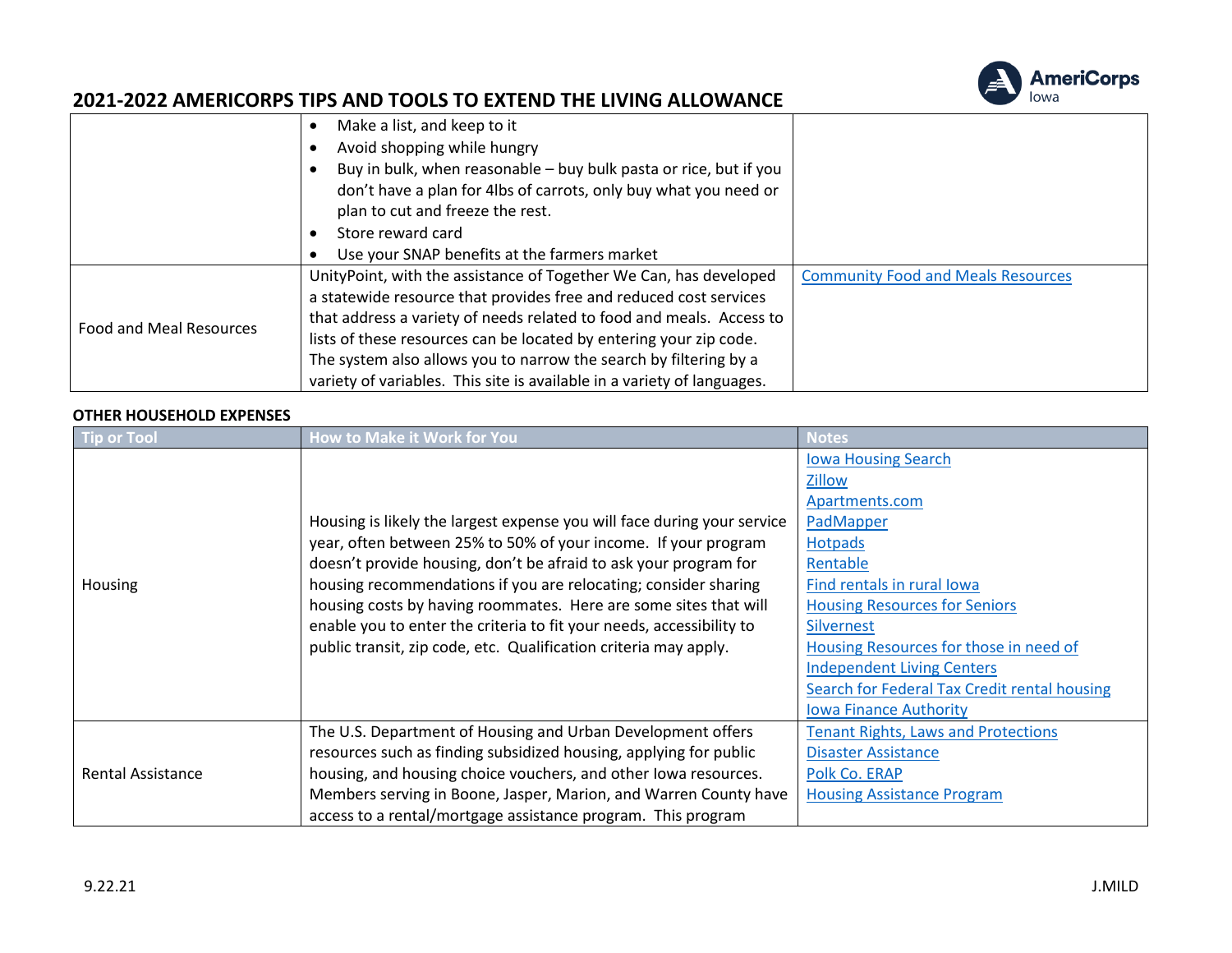| | | |
|---|---|---|
| | • Make a list, and keep to it<br>• Avoid shopping while hungry<br>• Buy in bulk, when reasonable – buy bulk pasta or rice, but if you don't have a plan for 4lbs of carrots, only buy what you need or plan to cut and freeze the rest.<br>• Store reward card<br>• Use your SNAP benefits at the farmers market | |
| Food and Meal Resources | UnityPoint, with the assistance of Together We Can, has developed a statewide resource that provides free and reduced cost services that address a variety of needs related to food and meals. Access to lists of these resources can be located by entering your zip code. The system also allows you to narrow the search by filtering by a variety of variables. This site is available in a variety of languages. | Community Food and Meals Resources |

**OTHER HOUSEHOLD EXPENSES**

| Tip or Tool | How to Make it Work for You | Notes |
|---|---|---|
| Housing | Housing is likely the largest expense you will face during your service year, often between 25% to 50% of your income. If your program doesn't provide housing, don't be afraid to ask your program for housing recommendations if you are relocating; consider sharing housing costs by having roommates. Here are some sites that will enable you to enter the criteria to fit your needs, accessibility to public transit, zip code, etc. Qualification criteria may apply. | Iowa Housing Search<br>Zillow<br>Apartments.com<br>PadMapper<br>Hotpads<br>Rentable<br>Find rentals in rural Iowa<br>Housing Resources for Seniors<br>Silvernest<br>Housing Resources for those in need of Independent Living Centers<br>Search for Federal Tax Credit rental housing<br>Iowa Finance Authority |
| Rental Assistance | The U.S. Department of Housing and Urban Development offers resources such as finding subsidized housing, applying for public housing, and housing choice vouchers, and other Iowa resources. Members serving in Boone, Jasper, Marion, and Warren County have access to a rental/mortgage assistance program. This program | Tenant Rights, Laws and Protections<br>Disaster Assistance<br>Polk Co. ERAP<br>Housing Assistance Program |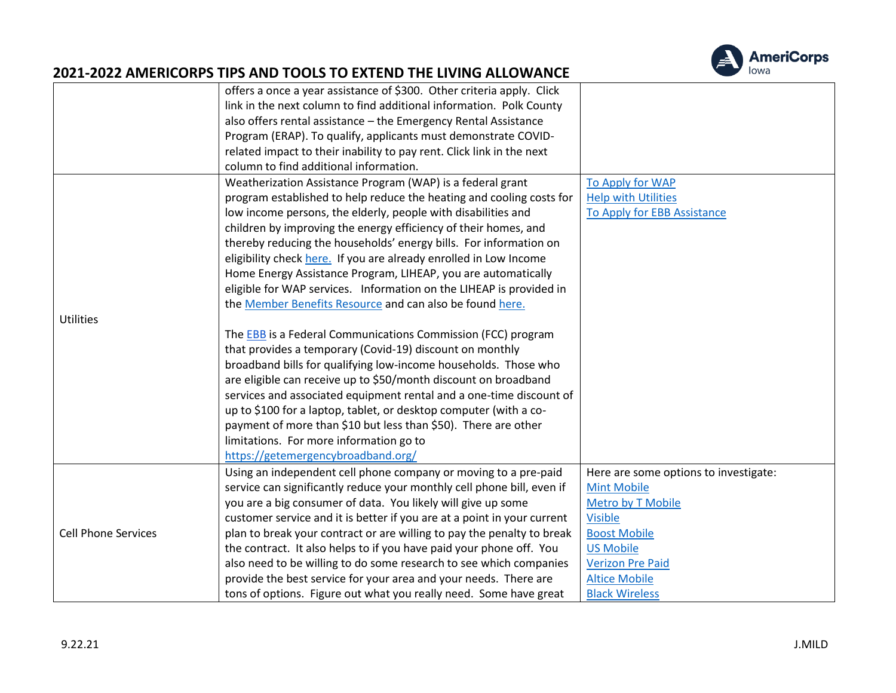| | | |
|---|---|---|
| | offers a once a year assistance of $300. Other criteria apply. Click link in the next column to find additional information. Polk County also offers rental assistance – the Emergency Rental Assistance Program (ERAP). To qualify, applicants must demonstrate COVID-related impact to their inability to pay rent. Click link in the next column to find additional information. | |
| Utilities | Weatherization Assistance Program (WAP) is a federal grant program established to help reduce the heating and cooling costs for low income persons, the elderly, people with disabilities and children by improving the energy efficiency of their homes, and thereby reducing the households' energy bills. For information on eligibility check here. If you are already enrolled in Low Income Home Energy Assistance Program, LIHEAP, you are automatically eligible for WAP services. Information on the LIHEAP is provided in the Member Benefits Resource and can also be found here.<br><br>The EBB is a Federal Communications Commission (FCC) program that provides a temporary (Covid-19) discount on monthly broadband bills for qualifying low-income households. Those who are eligible can receive up to $50/month discount on broadband services and associated equipment rental and a one-time discount of up to $100 for a laptop, tablet, or desktop computer (with a co-payment of more than $10 but less than $50). There are other limitations. For more information go to https://getemergencybroadband.org/ | To Apply for WAP<br>Help with Utilities<br>To Apply for EBB Assistance |
| Cell Phone Services | Using an independent cell phone company or moving to a pre-paid service can significantly reduce your monthly cell phone bill, even if you are a big consumer of data. You likely will give up some customer service and it is better if you are at a point in your current plan to break your contract or are willing to pay the penalty to break the contract. It also helps to if you have paid your phone off. You also need to be willing to do some research to see which companies provide the best service for your area and your needs. There are tons of options. Figure out what you really need. Some have great | Here are some options to investigate:<br>Mint Mobile<br>Metro by T Mobile<br>Visible<br>Boost Mobile<br>US Mobile<br>Verizon Pre Paid<br>Altice Mobile<br>Black Wireless |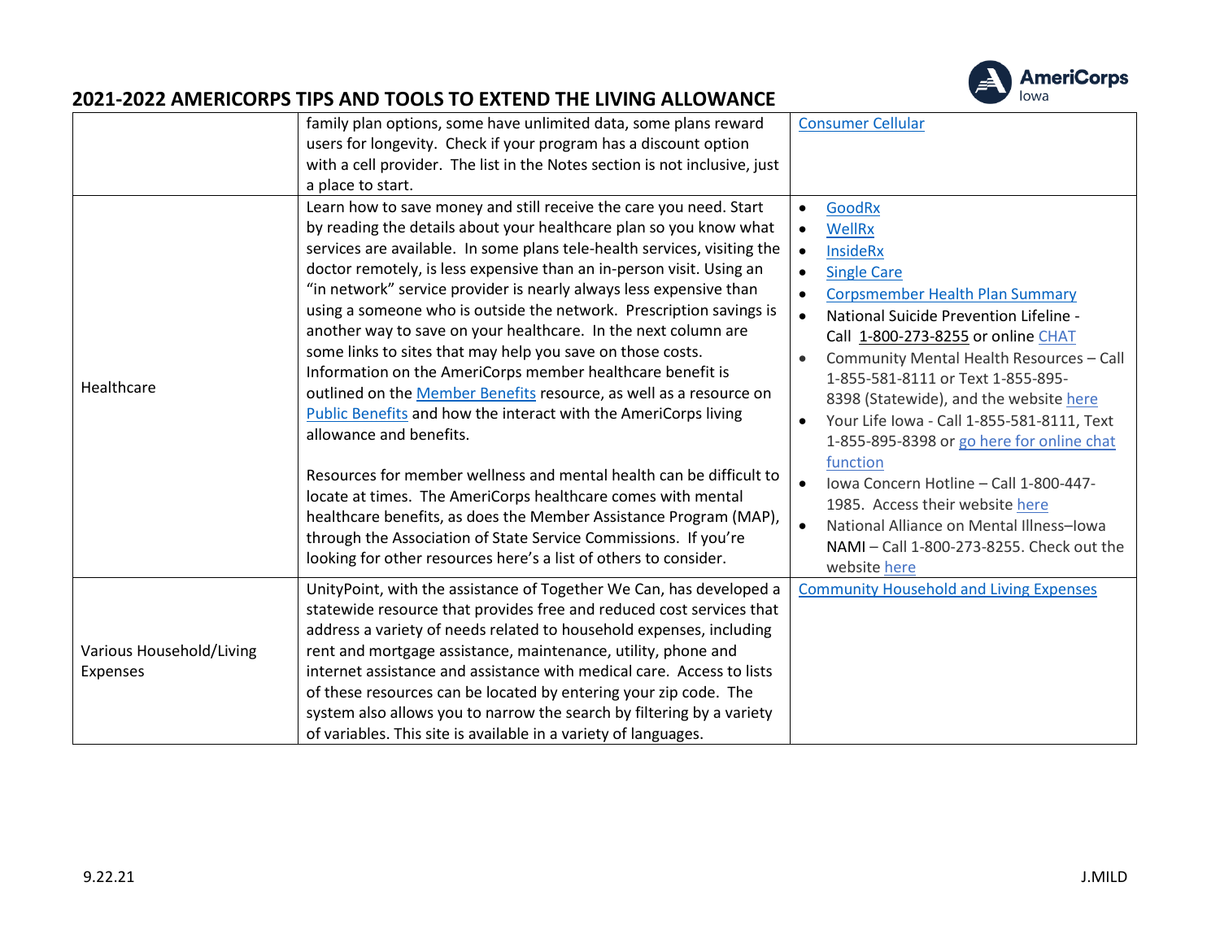## 2021-2022 AMERICORPS TIPS AND TOOLS TO EXTEND THE LIVING ALLOWANCE

| | | |
|---|---|---|
| | family plan options, some have unlimited data, some plans reward users for longevity. Check if your program has a discount option with a cell provider. The list in the Notes section is not inclusive, just a place to start. | Consumer Cellular |
| Healthcare | Learn how to save money and still receive the care you need. Start by reading the details about your healthcare plan so you know what services are available. In some plans tele-health services, visiting the doctor remotely, is less expensive than an in-person visit. Using an "in network" service provider is nearly always less expensive than using a someone who is outside the network. Prescription savings is another way to save on your healthcare. In the next column are some links to sites that may help you save on those costs. Information on the AmeriCorps member healthcare benefit is outlined on the Member Benefits resource, as well as a resource on Public Benefits and how the interact with the AmeriCorps living allowance and benefits.<br><br>Resources for member wellness and mental health can be difficult to locate at times. The AmeriCorps healthcare comes with mental healthcare benefits, as does the Member Assistance Program (MAP), through the Association of State Service Commissions. If you're looking for other resources here's a list of others to consider. | • GoodRx<br>• WellRx<br>• InsideRx<br>• Single Care<br>• Corpsmember Health Plan Summary<br>• National Suicide Prevention Lifeline - Call 1-800-273-8255 or online CHAT<br>• Community Mental Health Resources – Call 1-855-581-8111 or Text 1-855-895-8398 (Statewide), and the website here<br>• Your Life Iowa - Call 1-855-581-8111, Text 1-855-895-8398 or go here for online chat function<br>• Iowa Concern Hotline – Call 1-800-447-1985. Access their website here<br>• National Alliance on Mental Illness–Iowa NAMI – Call 1-800-273-8255. Check out the website here |
| Various Household/Living Expenses | UnityPoint, with the assistance of Together We Can, has developed a statewide resource that provides free and reduced cost services that address a variety of needs related to household expenses, including rent and mortgage assistance, maintenance, utility, phone and internet assistance and assistance with medical care. Access to lists of these resources can be located by entering your zip code. The system also allows you to narrow the search by filtering by a variety of variables. This site is available in a variety of languages. | Community Household and Living Expenses |

9.22.21 J.MILD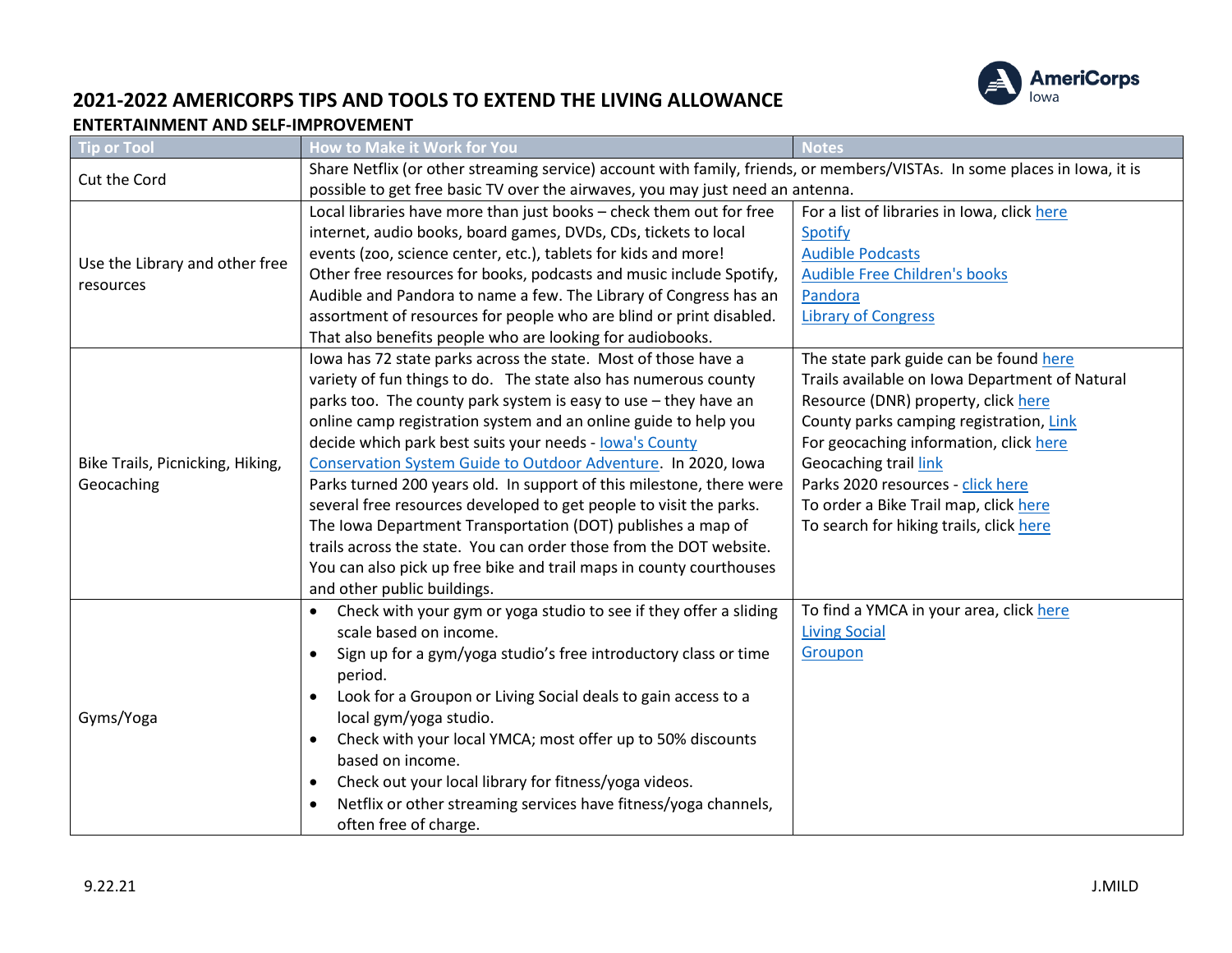# 2021-2022 AMERICORPS TIPS AND TOOLS TO EXTEND THE LIVING ALLOWANCE

## ENTERTAINMENT AND SELF-IMPROVEMENT

| Tip or Tool | How to Make it Work for You | Notes |
|---|---|---|
| Cut the Cord | Share Netflix (or other streaming service) account with family, friends, or members/VISTAs. In some places in Iowa, it is possible to get free basic TV over the airwaves, you may just need an antenna. | |
| Use the Library and other free resources | Local libraries have more than just books – check them out for free internet, audio books, board games, DVDs, CDs, tickets to local events (zoo, science center, etc.), tablets for kids and more! Other free resources for books, podcasts and music include Spotify, Audible and Pandora to name a few. The Library of Congress has an assortment of resources for people who are blind or print disabled. That also benefits people who are looking for audiobooks. | For a list of libraries in Iowa, click here<br>Spotify<br>Audible Podcasts<br>Audible Free Children's books<br>Pandora<br>Library of Congress |
| Bike Trails, Picnicking, Hiking, Geocaching | Iowa has 72 state parks across the state. Most of those have a variety of fun things to do. The state also has numerous county parks too. The county park system is easy to use – they have an online camp registration system and an online guide to help you decide which park best suits your needs - Iowa's County Conservation System Guide to Outdoor Adventure. In 2020, Iowa Parks turned 200 years old. In support of this milestone, there were several free resources developed to get people to visit the parks. The Iowa Department Transportation (DOT) publishes a map of trails across the state. You can order those from the DOT website. You can also pick up free bike and trail maps in county courthouses and other public buildings. | The state park guide can be found here<br>Trails available on Iowa Department of Natural Resource (DNR) property, click here<br>County parks camping registration, Link<br>For geocaching information, click here<br>Geocaching trail link<br>Parks 2020 resources - click here<br>To order a Bike Trail map, click here<br>To search for hiking trails, click here |
| Gyms/Yoga | • Check with your gym or yoga studio to see if they offer a sliding scale based on income.<br>• Sign up for a gym/yoga studio's free introductory class or time period.<br>• Look for a Groupon or Living Social deals to gain access to a local gym/yoga studio.<br>• Check with your local YMCA; most offer up to 50% discounts based on income.<br>• Check out your local library for fitness/yoga videos.<br>• Netflix or other streaming services have fitness/yoga channels, often free of charge. | To find a YMCA in your area, click here<br>Living Social<br>Groupon |

9.22.21 J.MILD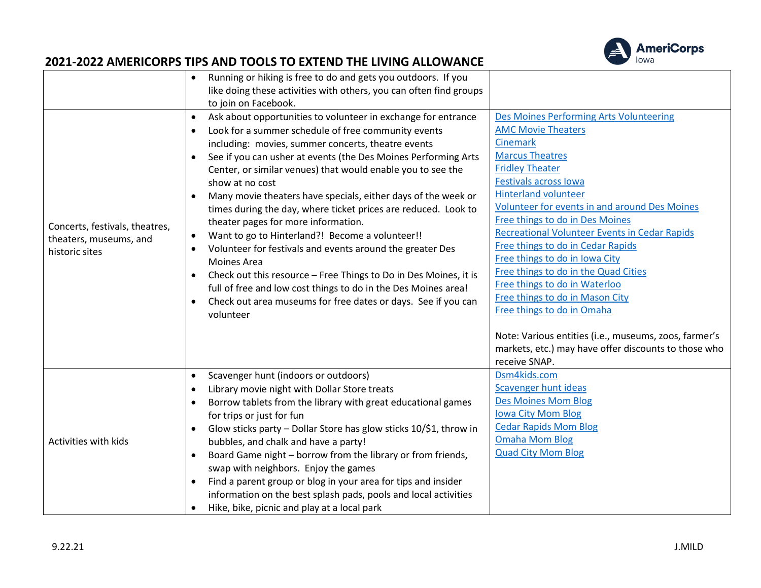# 2021-2022 AMERICORPS TIPS AND TOOLS TO EXTEND THE LIVING ALLOWANCE

| | | |
|---|---|---|
| | • Running or hiking is free to do and gets you outdoors. If you like doing these activities with others, you can often find groups to join on Facebook. | |
| Concerts, festivals, theatres, theaters, museums, and historic sites | • Ask about opportunities to volunteer in exchange for entrance<br>• Look for a summer schedule of free community events including: movies, summer concerts, theatre events<br>• See if you can usher at events (the Des Moines Performing Arts Center, or similar venues) that would enable you to see the show at no cost<br>• Many movie theaters have specials, either days of the week or times during the day, where ticket prices are reduced. Look to theater pages for more information.<br>• Want to go to Hinterland?! Become a volunteer!!<br>• Volunteer for festivals and events around the greater Des Moines Area<br>• Check out this resource – Free Things to Do in Des Moines, it is full of free and low cost things to do in the Des Moines area!<br>• Check out area museums for free dates or days. See if you can volunteer | Des Moines Performing Arts Volunteering<br>AMC Movie Theaters<br>Cinemark<br>Marcus Theatres<br>Fridley Theater<br>Festivals across Iowa<br>Hinterland volunteer<br>Volunteer for events in and around Des Moines<br>Free things to do in Des Moines<br>Recreational Volunteer Events in Cedar Rapids<br>Free things to do in Cedar Rapids<br>Free things to do in Iowa City<br>Free things to do in the Quad Cities<br>Free things to do in Waterloo<br>Free things to do in Mason City<br>Free things to do in Omaha<br><br>Note: Various entities (i.e., museums, zoos, farmer's markets, etc.) may have offer discounts to those who receive SNAP. |
| Activities with kids | • Scavenger hunt (indoors or outdoors)<br>• Library movie night with Dollar Store treats<br>• Borrow tablets from the library with great educational games for trips or just for fun<br>• Glow sticks party – Dollar Store has glow sticks 10/$1, throw in bubbles, and chalk and have a party!<br>• Board Game night – borrow from the library or from friends, swap with neighbors. Enjoy the games<br>• Find a parent group or blog in your area for tips and insider information on the best splash pads, pools and local activities<br>• Hike, bike, picnic and play at a local park | Dsm4kids.com<br>Scavenger hunt ideas<br>Des Moines Mom Blog<br>Iowa City Mom Blog<br>Cedar Rapids Mom Blog<br>Omaha Mom Blog<br>Quad City Mom Blog |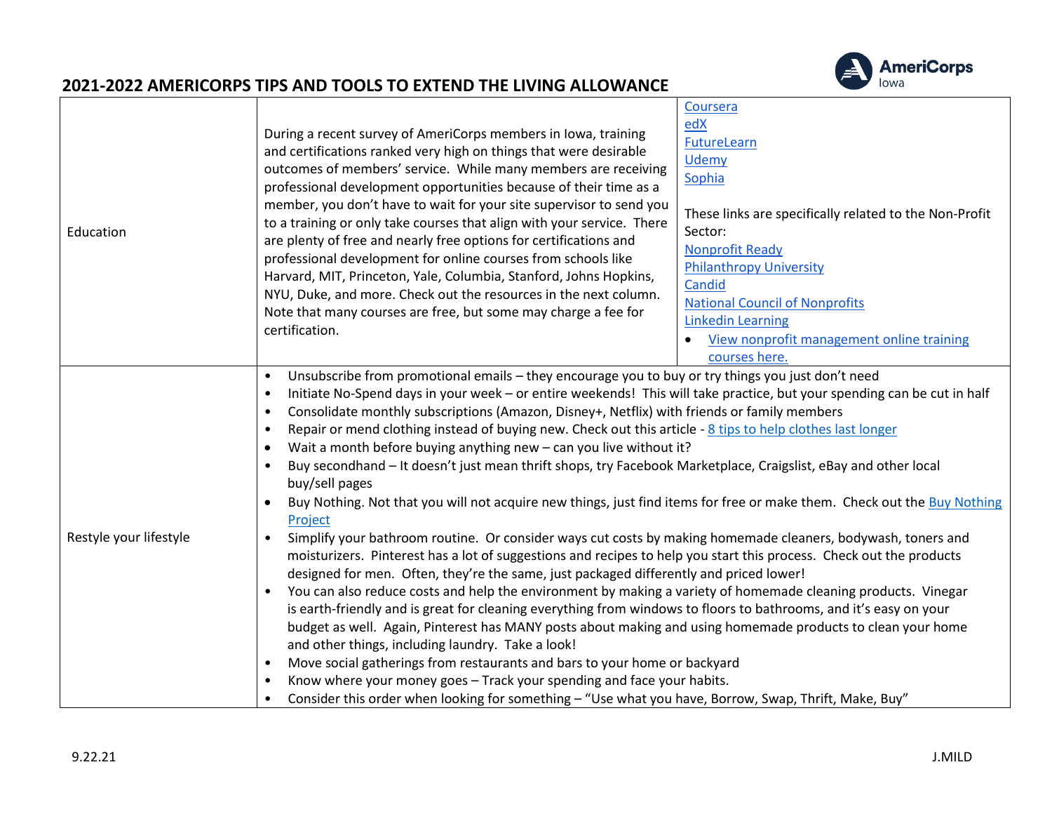## 2021-2022 AMERICORPS TIPS AND TOOLS TO EXTEND THE LIVING ALLOWANCE

| | | |
|---|---|---|
| Education | During a recent survey of AmeriCorps members in Iowa, training and certifications ranked very high on things that were desirable outcomes of members' service. While many members are receiving professional development opportunities because of their time as a member, you don't have to wait for your site supervisor to send you to a training or only take courses that align with your service. There are plenty of free and nearly free options for certifications and professional development for online courses from schools like Harvard, MIT, Princeton, Yale, Columbia, Stanford, Johns Hopkins, NYU, Duke, and more. Check out the resources in the next column. Note that many courses are free, but some may charge a fee for certification. | Coursera<br>edX<br>FutureLearn<br>Udemy<br>Sophia<br><br>These links are specifically related to the Non-Profit Sector:<br>Nonprofit Ready<br>Philanthropy University<br>Candid<br>National Council of Nonprofits<br>Linkedin Learning<br>• View nonprofit management online training courses here. |
| Restyle your lifestyle | • Unsubscribe from promotional emails – they encourage you to buy or try things you just don't need<br>• Initiate No-Spend days in your week – or entire weekends! This will take practice, but your spending can be cut in half<br>• Consolidate monthly subscriptions (Amazon, Disney+, Netflix) with friends or family members<br>• Repair or mend clothing instead of buying new. Check out this article - 8 tips to help clothes last longer<br>• Wait a month before buying anything new – can you live without it?<br>• Buy secondhand – It doesn't just mean thrift shops, try Facebook Marketplace, Craigslist, eBay and other local buy/sell pages<br>• Buy Nothing. Not that you will not acquire new things, just find items for free or make them. Check out the Buy Nothing Project<br>• Simplify your bathroom routine. Or consider ways cut costs by making homemade cleaners, bodywash, toners and moisturizers. Pinterest has a lot of suggestions and recipes to help you start this process. Check out the products designed for men. Often, they're the same, just packaged differently and priced lower!<br>• You can also reduce costs and help the environment by making a variety of homemade cleaning products. Vinegar is earth-friendly and is great for cleaning everything from windows to floors to bathrooms, and it's easy on your budget as well. Again, Pinterest has MANY posts about making and using homemade products to clean your home and other things, including laundry. Take a look!<br>• Move social gatherings from restaurants and bars to your home or backyard<br>• Know where your money goes – Track your spending and face your habits.<br>• Consider this order when looking for something – "Use what you have, Borrow, Swap, Thrift, Make, Buy" | |